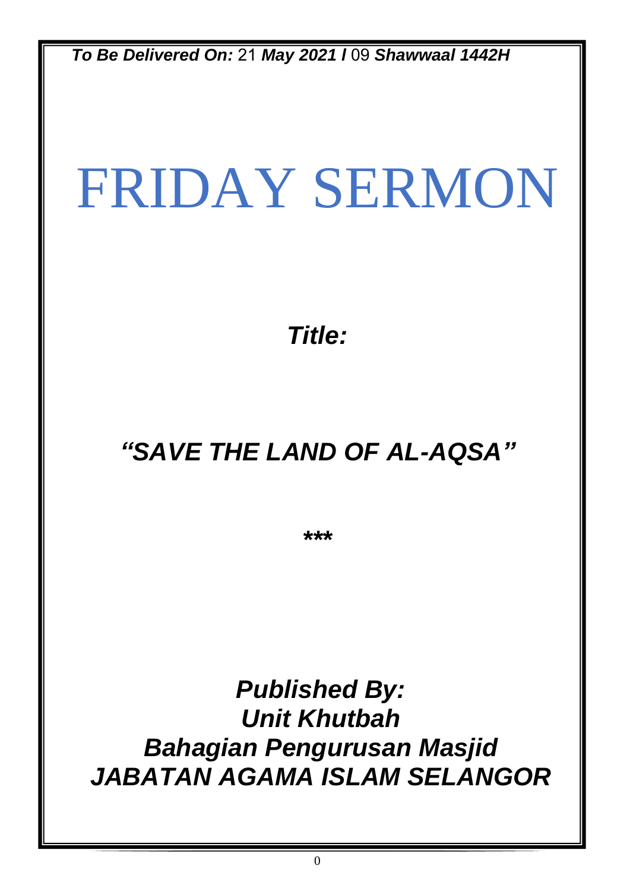***To Be Delivered On:*** 21 ***May 2021 /*** 09 ***Shawwaal 1442H***

# FRIDAY SERMON

***Title:***

## ***"SAVE THE LAND OF AL-AQSA"***

******

***Published By:***
***Unit Khutbah***
***Bahagian Pengurusan Masjid***
***JABATAN AGAMA ISLAM SELANGOR***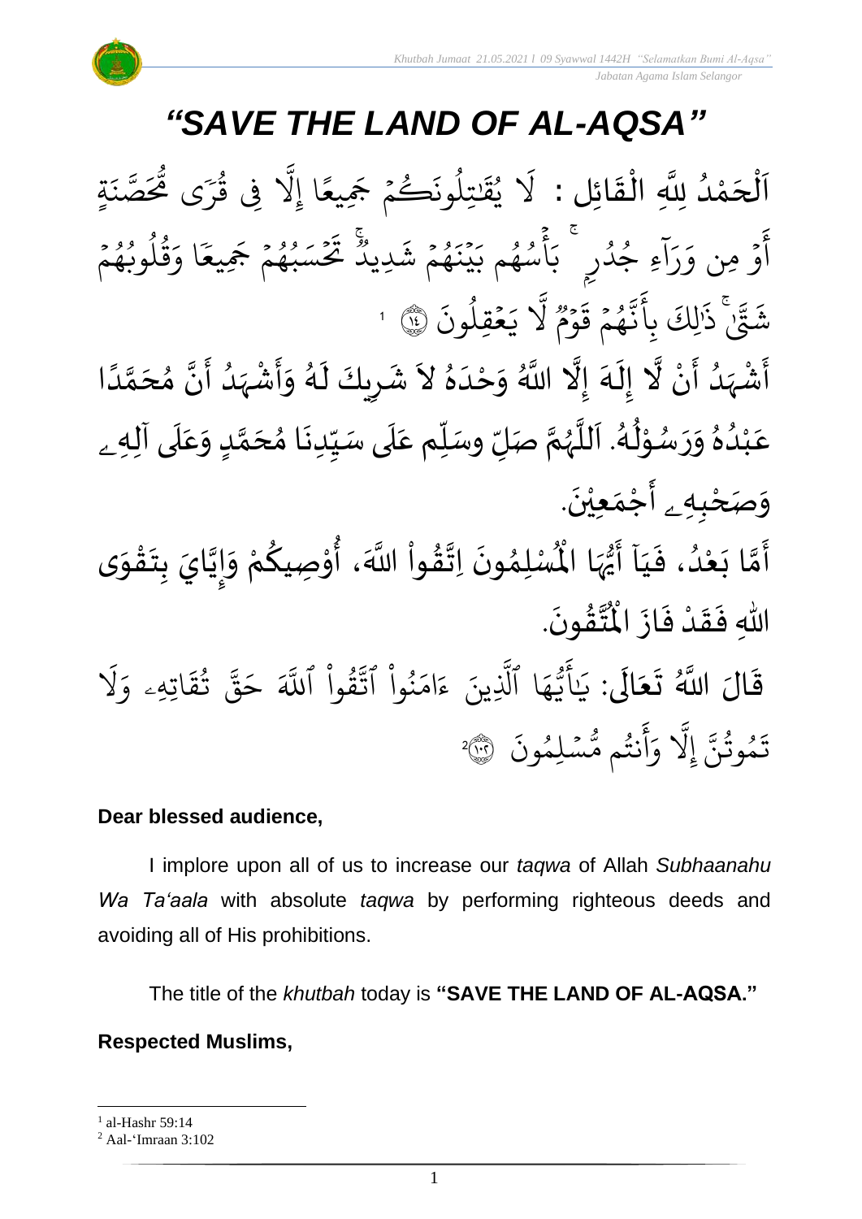# *"SAVE THE LAND OF AL-AQSA"*

اَلْحَمْدُ لِلَّهِ الْقَائِل : لَا يُقَٰتِلُونَكُمْ جَمِيعًا إِلَّا فِى قُرًى مُّحَصَّنَةٍ أَوْ مِن وَرَآءِ جُدُرٍۭ ۚ بَأْسُهُم بَيْنَهُمْ شَدِيدٌ ۚ تَحْسَبُهُمْ جَمِيعًا وَقُلُوبُهُمْ شَتَّىٰ ۚ ذَٰلِكَ بِأَنَّهُمْ قَوْمٌ لَّا يَعْقِلُونَ ﴿١٤﴾ [1]

أَشْهَدُ أَنْ لَّا إِلَٰهَ إِلَّا اللَّهُ وَحْدَهُ لاَ شَرِيكَ لَهُ وَأَشْهَدُ أَنَّ مُحَمَّدًا عَبْدُهُ وَرَسُوْلُهُ. اَللَّهُمَّ صَلِّ وسَلِّم عَلَى سَيِّدِنَا مُحَمَّدٍ وَعَلَى آلِهِۦ وَصَحْبِهِۦ أَجْمَعِيْنَ.

أَمَّا بَعْدُ، فَيَآ أَيُّهَا الْمُسْلِمُونَ اِتَّقُواْ اللَّهَ، أُوْصِيكُمْ وَإِيَّايَ بِتَقْوَى اللهِ فَقَدْ فَازَ الْمُتَّقُونَ.

قَالَ اللَّهُ تَعَالَى: يَٰٓأَيُّهَا ٱلَّذِينَ ءَامَنُواْ ٱتَّقُواْ ٱللَّهَ حَقَّ تُقَاتِهِۦ وَلَا تَمُوتُنَّ إِلَّا وَأَنتُم مُّسْلِمُونَ ﴿١٠٢﴾ [2]

**Dear blessed audience,**

I implore upon all of us to increase our *taqwa* of Allah *Subhaanahu Wa Ta'aala* with absolute *taqwa* by performing righteous deeds and avoiding all of His prohibitions.

The title of the *khutbah* today is **"SAVE THE LAND OF AL-AQSA."**

**Respected Muslims,**

---

[1] al-Hashr 59:14

[2] Aal-'Imraan 3:102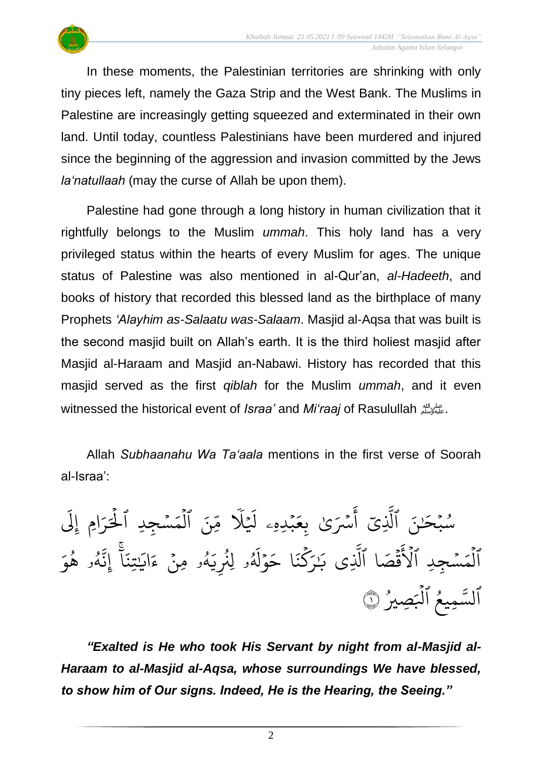In these moments, the Palestinian territories are shrinking with only tiny pieces left, namely the Gaza Strip and the West Bank. The Muslims in Palestine are increasingly getting squeezed and exterminated in their own land. Until today, countless Palestinians have been murdered and injured since the beginning of the aggression and invasion committed by the Jews *la'natullaah* (may the curse of Allah be upon them).

Palestine had gone through a long history in human civilization that it rightfully belongs to the Muslim *ummah*. This holy land has a very privileged status within the hearts of every Muslim for ages. The unique status of Palestine was also mentioned in al-Qur'an, *al-Hadeeth*, and books of history that recorded this blessed land as the birthplace of many Prophets *'Alayhim as-Salaatu was-Salaam*. Masjid al-Aqsa that was built is the second masjid built on Allah's earth. It is the third holiest masjid after Masjid al-Haraam and Masjid an-Nabawi. History has recorded that this masjid served as the first *qiblah* for the Muslim *ummah*, and it even witnessed the historical event of *Israa'* and *Mi'raaj* of Rasulullah ﷺ.

Allah *Subhaanahu Wa Ta'aala* mentions in the first verse of Soorah al-Israa':

سُبْحَٰنَ ٱلَّذِىٓ أَسْرَىٰ بِعَبْدِهِۦ لَيْلًا مِّنَ ٱلْمَسْجِدِ ٱلْحَرَامِ إِلَى ٱلْمَسْجِدِ ٱلْأَقْصَا ٱلَّذِى بَٰرَكْنَا حَوْلَهُۥ لِنُرِيَهُۥ مِنْ ءَايَٰتِنَآ ۚ إِنَّهُۥ هُوَ ٱلسَّمِيعُ ٱلْبَصِيرُ ۝١

***"Exalted is He who took His Servant by night from al-Masjid al-Haraam to al-Masjid al-Aqsa, whose surroundings We have blessed, to show him of Our signs. Indeed, He is the Hearing, the Seeing."***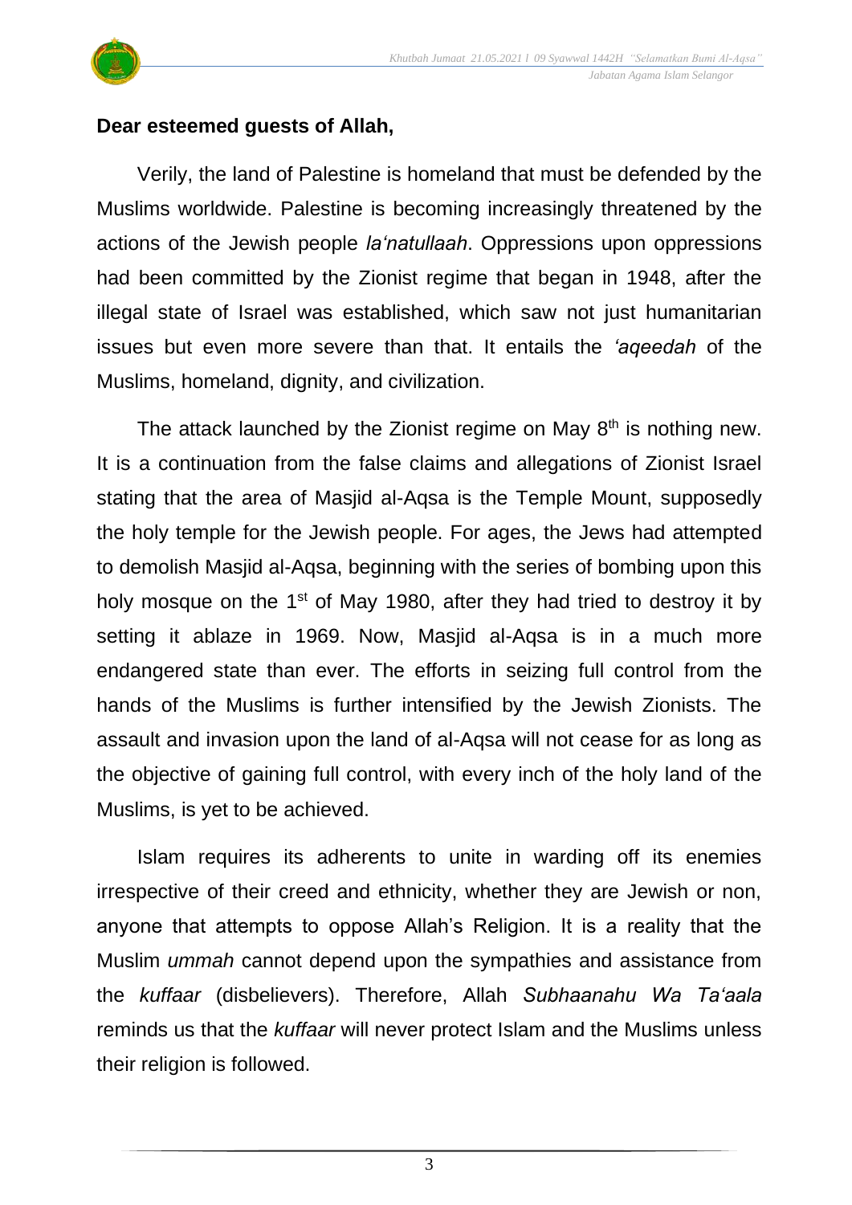**Dear esteemed guests of Allah,**

Verily, the land of Palestine is homeland that must be defended by the Muslims worldwide. Palestine is becoming increasingly threatened by the actions of the Jewish people *la'natullaah*. Oppressions upon oppressions had been committed by the Zionist regime that began in 1948, after the illegal state of Israel was established, which saw not just humanitarian issues but even more severe than that. It entails the *'aqeedah* of the Muslims, homeland, dignity, and civilization.

The attack launched by the Zionist regime on May 8th is nothing new. It is a continuation from the false claims and allegations of Zionist Israel stating that the area of Masjid al-Aqsa is the Temple Mount, supposedly the holy temple for the Jewish people. For ages, the Jews had attempted to demolish Masjid al-Aqsa, beginning with the series of bombing upon this holy mosque on the 1st of May 1980, after they had tried to destroy it by setting it ablaze in 1969. Now, Masjid al-Aqsa is in a much more endangered state than ever. The efforts in seizing full control from the hands of the Muslims is further intensified by the Jewish Zionists. The assault and invasion upon the land of al-Aqsa will not cease for as long as the objective of gaining full control, with every inch of the holy land of the Muslims, is yet to be achieved.

Islam requires its adherents to unite in warding off its enemies irrespective of their creed and ethnicity, whether they are Jewish or non, anyone that attempts to oppose Allah's Religion. It is a reality that the Muslim *ummah* cannot depend upon the sympathies and assistance from the *kuffaar* (disbelievers). Therefore, Allah *Subhaanahu Wa Ta'aala* reminds us that the *kuffaar* will never protect Islam and the Muslims unless their religion is followed.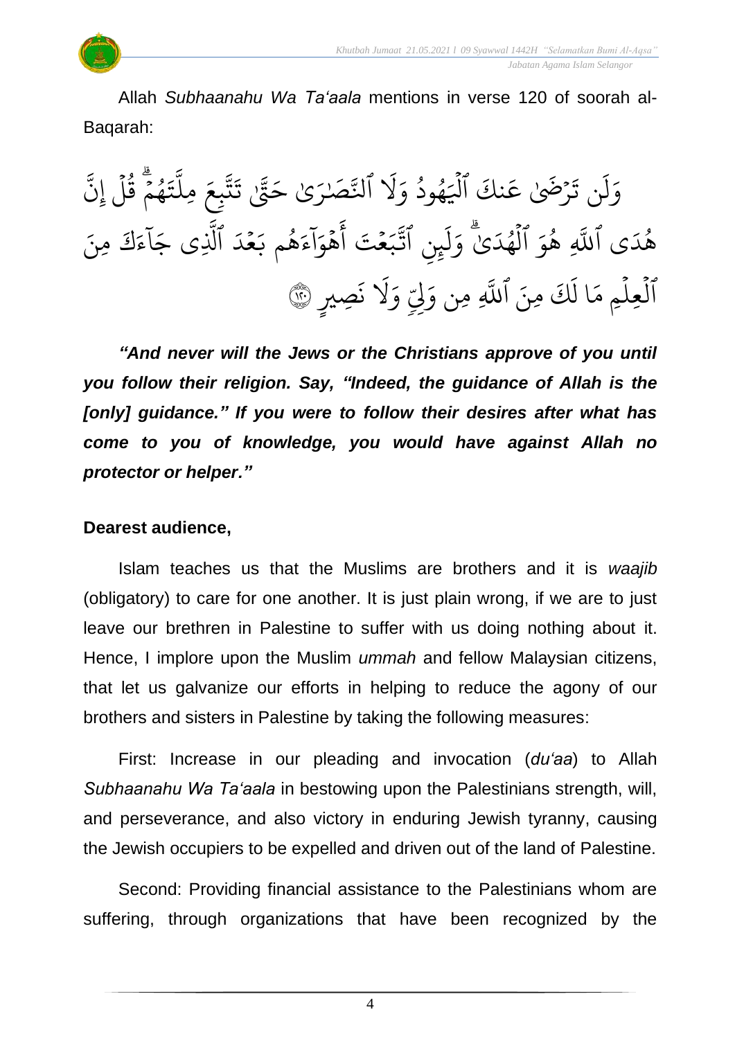Allah *Subhaanahu Wa Ta'aala* mentions in verse 120 of soorah al-Baqarah:

وَلَن تَرْضَىٰ عَنكَ ٱلْيَهُودُ وَلَا ٱلنَّصَٰرَىٰ حَتَّىٰ تَتَّبِعَ مِلَّتَهُمْ ۗ قُلْ إِنَّ هُدَى ٱللَّهِ هُوَ ٱلْهُدَىٰ ۗ وَلَئِنِ ٱتَّبَعْتَ أَهْوَآءَهُم بَعْدَ ٱلَّذِى جَآءَكَ مِنَ ٱلْعِلْمِ مَا لَكَ مِنَ ٱللَّهِ مِن وَلِىٍّ وَلَا نَصِيرٍ ﴿١٢٠﴾

***"And never will the Jews or the Christians approve of you until you follow their religion. Say, "Indeed, the guidance of Allah is the [only] guidance." If you were to follow their desires after what has come to you of knowledge, you would have against Allah no protector or helper."***

**Dearest audience,**

Islam teaches us that the Muslims are brothers and it is *waajib* (obligatory) to care for one another. It is just plain wrong, if we are to just leave our brethren in Palestine to suffer with us doing nothing about it. Hence, I implore upon the Muslim *ummah* and fellow Malaysian citizens, that let us galvanize our efforts in helping to reduce the agony of our brothers and sisters in Palestine by taking the following measures:

First: Increase in our pleading and invocation (*du'aa*) to Allah *Subhaanahu Wa Ta'aala* in bestowing upon the Palestinians strength, will, and perseverance, and also victory in enduring Jewish tyranny, causing the Jewish occupiers to be expelled and driven out of the land of Palestine.

Second: Providing financial assistance to the Palestinians whom are suffering, through organizations that have been recognized by the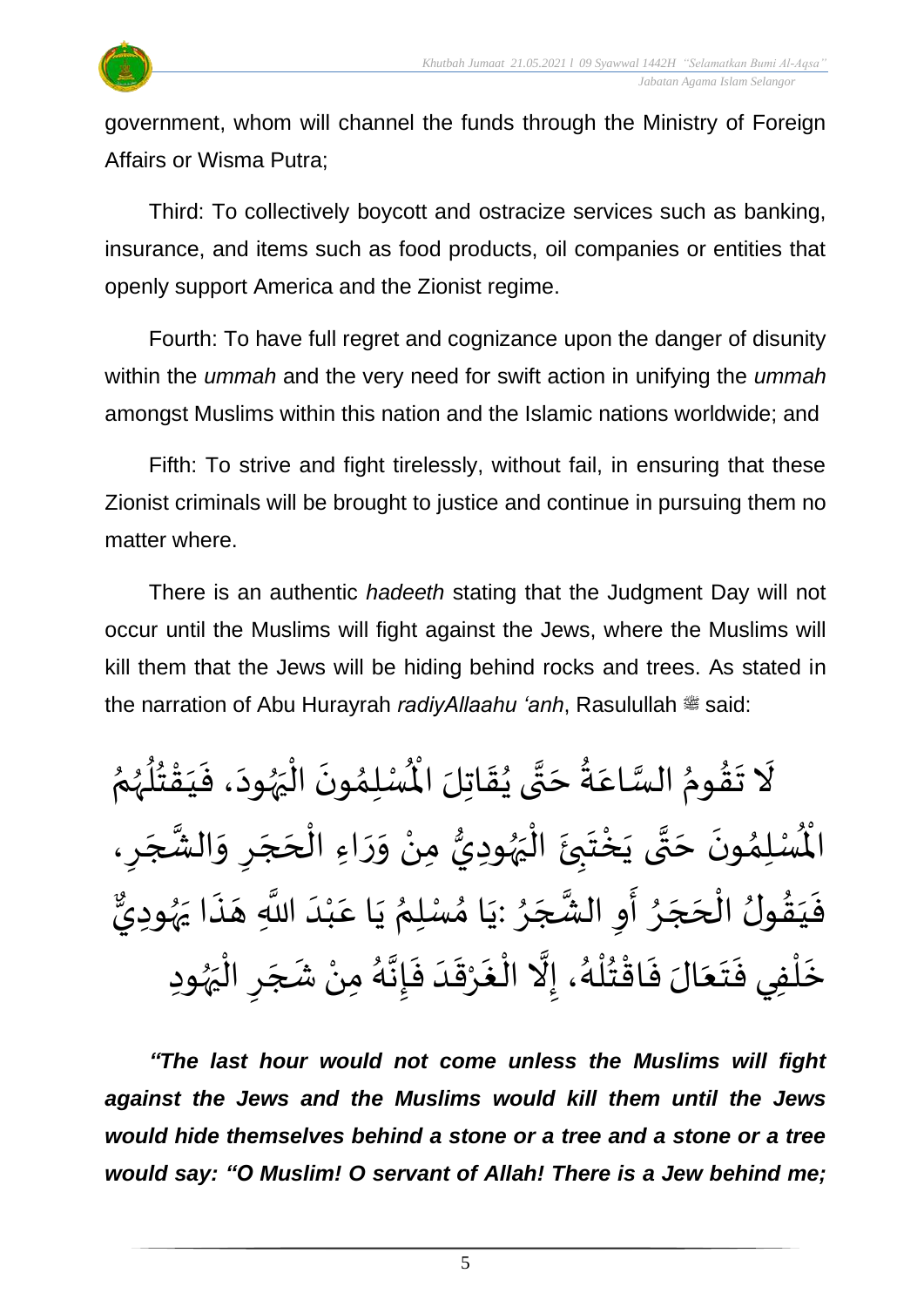government, whom will channel the funds through the Ministry of Foreign Affairs or Wisma Putra;

Third: To collectively boycott and ostracize services such as banking, insurance, and items such as food products, oil companies or entities that openly support America and the Zionist regime.

Fourth: To have full regret and cognizance upon the danger of disunity within the *ummah* and the very need for swift action in unifying the *ummah* amongst Muslims within this nation and the Islamic nations worldwide; and

Fifth: To strive and fight tirelessly, without fail, in ensuring that these Zionist criminals will be brought to justice and continue in pursuing them no matter where.

There is an authentic *hadeeth* stating that the Judgment Day will not occur until the Muslims will fight against the Jews, where the Muslims will kill them that the Jews will be hiding behind rocks and trees. As stated in the narration of Abu Hurayrah *radiyAllaahu 'anh*, Rasulullah ﷺ said:

لَا تَقُومُ السَّاعَةُ حَتَّى يُقَاتِلَ الْمُسْلِمُونَ الْيَهُودَ، فَيَقْتُلُهُمُ الْمُسْلِمُونَ حَتَّى يَخْتَبِئَ الْيَهُودِيُّ مِنْ وَرَاءِ الْحَجَرِ وَالشَّجَرِ، فَيَقُولُ الْحَجَرُ أَوِ الشَّجَرُ :يَا مُسْلِمُ يَا عَبْدَ اللَّهِ هَذَا يَهُودِيٌّ خَلْفِي فَتَعَالَ فَاقْتُلْهُ، إِلَّا الْغَرْقَدَ فَإِنَّهُ مِنْ شَجَرِ الْيَهُودِ

***"The last hour would not come unless the Muslims will fight against the Jews and the Muslims would kill them until the Jews would hide themselves behind a stone or a tree and a stone or a tree would say: "O Muslim! O servant of Allah! There is a Jew behind me;***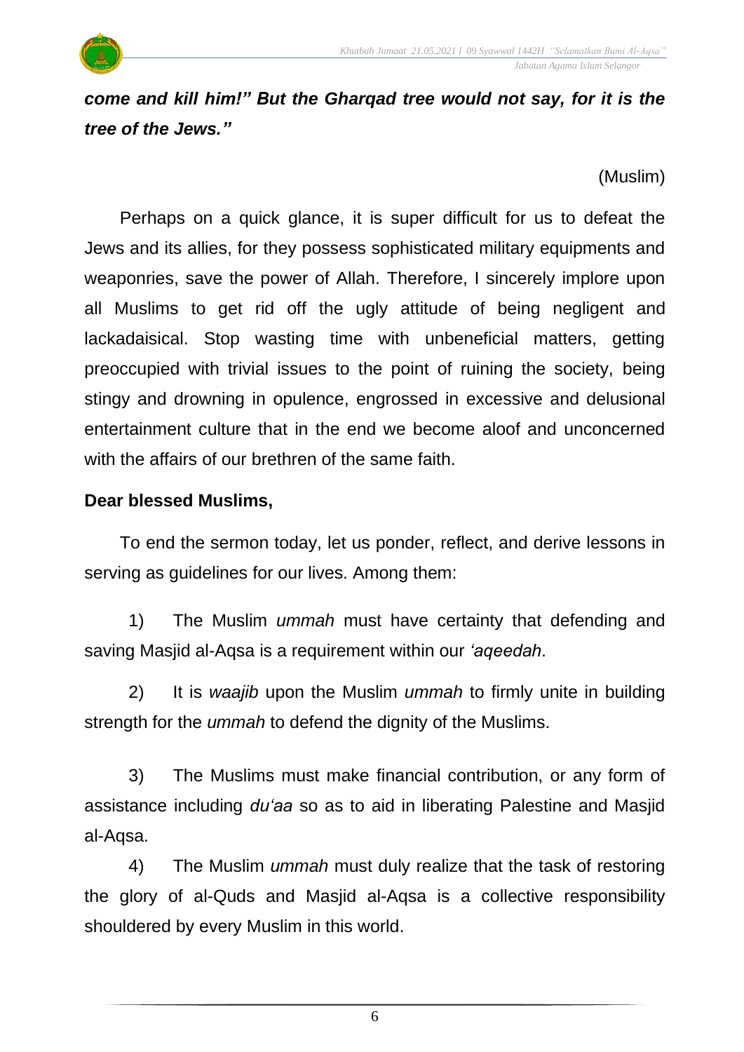***come and kill him!" But the Gharqad tree would not say, for it is the tree of the Jews."***

(Muslim)

Perhaps on a quick glance, it is super difficult for us to defeat the Jews and its allies, for they possess sophisticated military equipments and weaponries, save the power of Allah. Therefore, I sincerely implore upon all Muslims to get rid off the ugly attitude of being negligent and lackadaisical. Stop wasting time with unbeneficial matters, getting preoccupied with trivial issues to the point of ruining the society, being stingy and drowning in opulence, engrossed in excessive and delusional entertainment culture that in the end we become aloof and unconcerned with the affairs of our brethren of the same faith.

**Dear blessed Muslims,**

To end the sermon today, let us ponder, reflect, and derive lessons in serving as guidelines for our lives. Among them:

1) The Muslim *ummah* must have certainty that defending and saving Masjid al-Aqsa is a requirement within our *'aqeedah*.

2) It is *waajib* upon the Muslim *ummah* to firmly unite in building strength for the *ummah* to defend the dignity of the Muslims.

3) The Muslims must make financial contribution, or any form of assistance including *du'aa* so as to aid in liberating Palestine and Masjid al-Aqsa.

4) The Muslim *ummah* must duly realize that the task of restoring the glory of al-Quds and Masjid al-Aqsa is a collective responsibility shouldered by every Muslim in this world.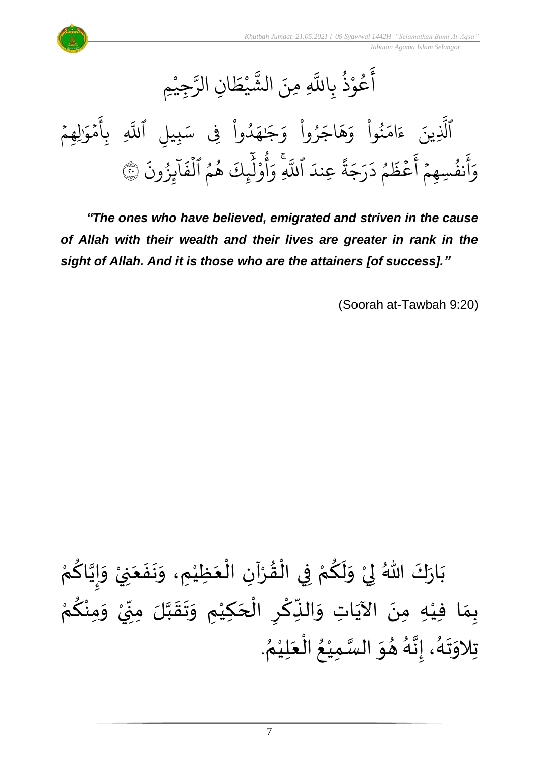أَعُوْذُ بِاللَّهِ مِنَ الشَّيْطَانِ الرَّجِيْمِ

ٱلَّذِينَ ءَامَنُواْ وَهَاجَرُواْ وَجَٰهَدُواْ فِي سَبِيلِ ٱللَّهِ بِأَمۡوَٰلِهِمۡ وَأَنفُسِهِمۡ أَعۡظَمُ دَرَجَةً عِندَ ٱللَّهِۚ وَأُوْلَٰٓئِكَ هُمُ ٱلۡفَآئِزُونَ ۝٢٠

***"The ones who have believed, emigrated and striven in the cause of Allah with their wealth and their lives are greater in rank in the sight of Allah. And it is those who are the attainers [of success]."***

(Soorah at-Tawbah 9:20)

بَارَكَ اللهُ لِيْ وَلَكُمْ فِي الْقُرْآنِ الْعَظِيْمِ، وَنَفَعَنِيْ وَإِيَّاكُمْ بِمَا فِيْهِ مِنَ الآيَاتِ وَالذِّكْرِ الْحَكِيْمِ وَتَقَبَّلَ مِنِّيْ وَمِنْكُمْ تِلاوَتَهُ، إِنَّهُ هُوَ السَّمِيْعُ الْعَلِيْمُ.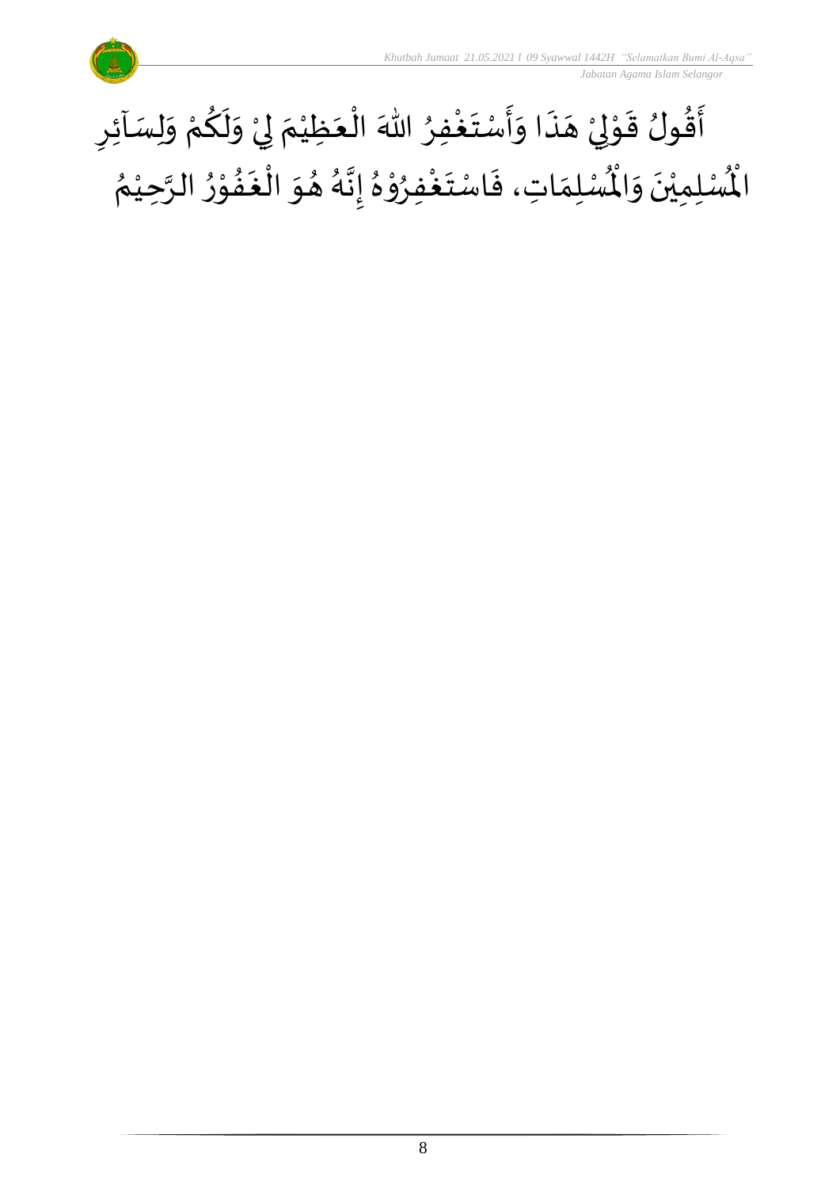أَقُولُ قَوْلِيْ هَذَا وَأَسْتَغْفِرُ اللهَ الْعَظِيْمَ لِيْ وَلَكُمْ وَلِسَآئِرِ الْمُسْلِمِيْنَ وَالْمُسْلِمَاتِ، فَاسْتَغْفِرُوْهُ إِنَّهُ هُوَ الْغَفُوْرُ الرَّحِيْمُ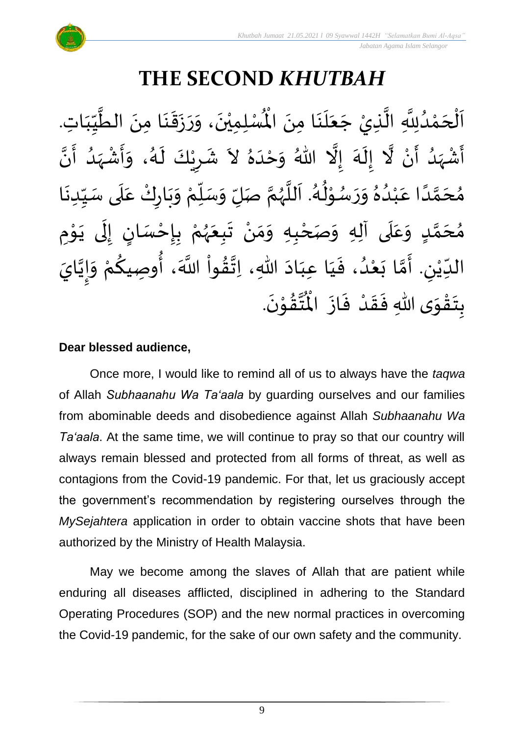# THE SECOND *KHUTBAH*

اَلْحَمْدُلِلَّهِ الَّذِيْ جَعَلَنَا مِنَ الْمُسْلِمِيْنَ، وَرَزَقَنَا مِنَ الطَّيِّبَاتِ. أَشْهَدُ أَنْ لَّا إِلَهَ إِلَّا اللهُ وَحْدَهُ لاَ شَرِيْكَ لَهُ، وَأَشْهَدُ أَنَّ مُحَمَّدًا عَبْدُهُ وَرَسُوْلُهُ. اَللَّهُمَّ صَلِّ وَسَلِّمْ وَبَارِكْ عَلَى سَيِّدِنَا مُحَمَّدٍ وَعَلَى آلِهِ وَصَحْبِهِ وَمَنْ تَبِعَهُمْ بِإِحْسَانٍ إِلَى يَوْمِ الدِّيْنِ. أَمَّا بَعْدُ، فَيَا عِبَادَ اللهِ، اِتَّقُواْ اللَّهَ، أُوصِيكُمْ وَإِيَّايَ بِتَقْوَى اللهِ فَقَدْ فَازَ الْمُتَّقُوْنَ.

**Dear blessed audience,**

Once more, I would like to remind all of us to always have the *taqwa* of Allah *Subhaanahu Wa Ta'aala* by guarding ourselves and our families from abominable deeds and disobedience against Allah *Subhaanahu Wa Ta'aala*. At the same time, we will continue to pray so that our country will always remain blessed and protected from all forms of threat, as well as contagions from the Covid-19 pandemic. For that, let us graciously accept the government's recommendation by registering ourselves through the *MySejahtera* application in order to obtain vaccine shots that have been authorized by the Ministry of Health Malaysia.

May we become among the slaves of Allah that are patient while enduring all diseases afflicted, disciplined in adhering to the Standard Operating Procedures (SOP) and the new normal practices in overcoming the Covid-19 pandemic, for the sake of our own safety and the community.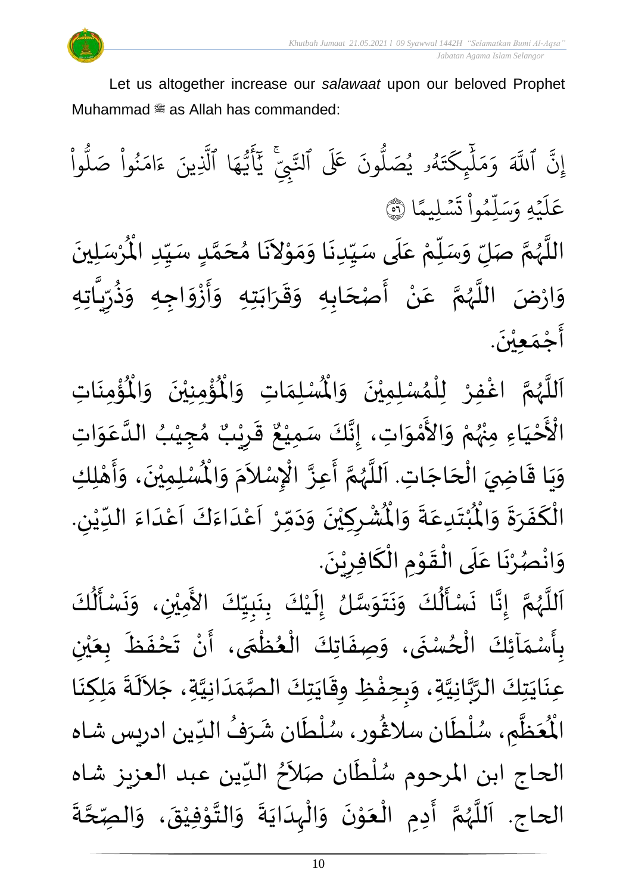Let us altogether increase our *salawaat* upon our beloved Prophet Muhammad ﷺ as Allah has commanded:

إِنَّ ٱللَّهَ وَمَلَٰٓئِكَتَهُۥ يُصَلُّونَ عَلَى ٱلنَّبِيِّۚ يَٰٓأَيُّهَا ٱلَّذِينَ ءَامَنُواْ صَلُّواْ عَلَيۡهِ وَسَلِّمُواْ تَسۡلِيمًا ﴿٥٦﴾

اللَّهُمَّ صَلِّ وَسَلِّمْ عَلَى سَيِّدِنَا وَمَوْلاَنَا مُحَمَّدٍ سَيِّدِ الْمُرْسَلِينَ وَارْضَ اللَّهُمَّ عَنْ أَصْحَابِهِ وَقَرَابَتِهِ وَأَزْوَاجِهِ وَذُرِّيَّاتِهِ أَجْمَعِيْنَ.

اَللَّهُمَّ اغْفِرْ لِلْمُسْلِمِيْنَ وَالْمُسْلِمَاتِ وَالْمُؤْمِنِيْنَ وَالْمُؤْمِنَاتِ الْأَحْيَاءِ مِنْهُمْ وَالأَمْوَاتِ، إِنَّكَ سَمِيْعٌ قَرِيْبٌ مُجِيْبُ الدَّعَوَاتِ وَيَا قَاضِيَ الْحَاجَاتِ. اَللَّهُمَّ أَعِزَّ الْإِسْلاَمَ وَالْمُسْلِمِيْنَ، وَأَهْلِكِ الْكَفَرَةَ وَالْمُبْتَدِعَةَ وَالْمُشْرِكِيْنَ وَدَمِّرْ اَعْدَاءَكَ اَعْدَاءَ الدِّيْنِ. وَانْصُرْنَا عَلَى الْقَوْمِ الْكَافِرِيْنَ.

اَللَّهُمَّ إِنَّا نَسْأَلُكَ وَنَتَوَسَّلُ إِلَيْكَ بِنَبِيِّكَ الأَمِيْنِ، وَنَسْأَلُكَ بِأَسْمَآئِكَ الْحُسْنَى، وَصِفَاتِكَ الْعُظْمَى، أَنْ تَحْفَظَ بِعَيْنِ عِنَايَتِكَ الرَّبَّانِيَّةِ، وَبِحِفْظِ وِقَايَتِكَ الصَّمَدَانِيَّةِ، جَلاَلَةَ مَلِكِنَا الْمُعَظَّمِ، سُلْطَان سلاڠُور، سُلْطَان شَرَفُ الدِّين ادريس شاه الحاج ابن المرحوم سُلْطَان صَلاَحُ الدِّين عبد العزيز شاه الحاج. اَللَّهُمَّ أَدِمِ الْعَوْنَ وَالْهِدَايَةَ وَالتَّوْفِيْقَ، وَالصِّحَّةَ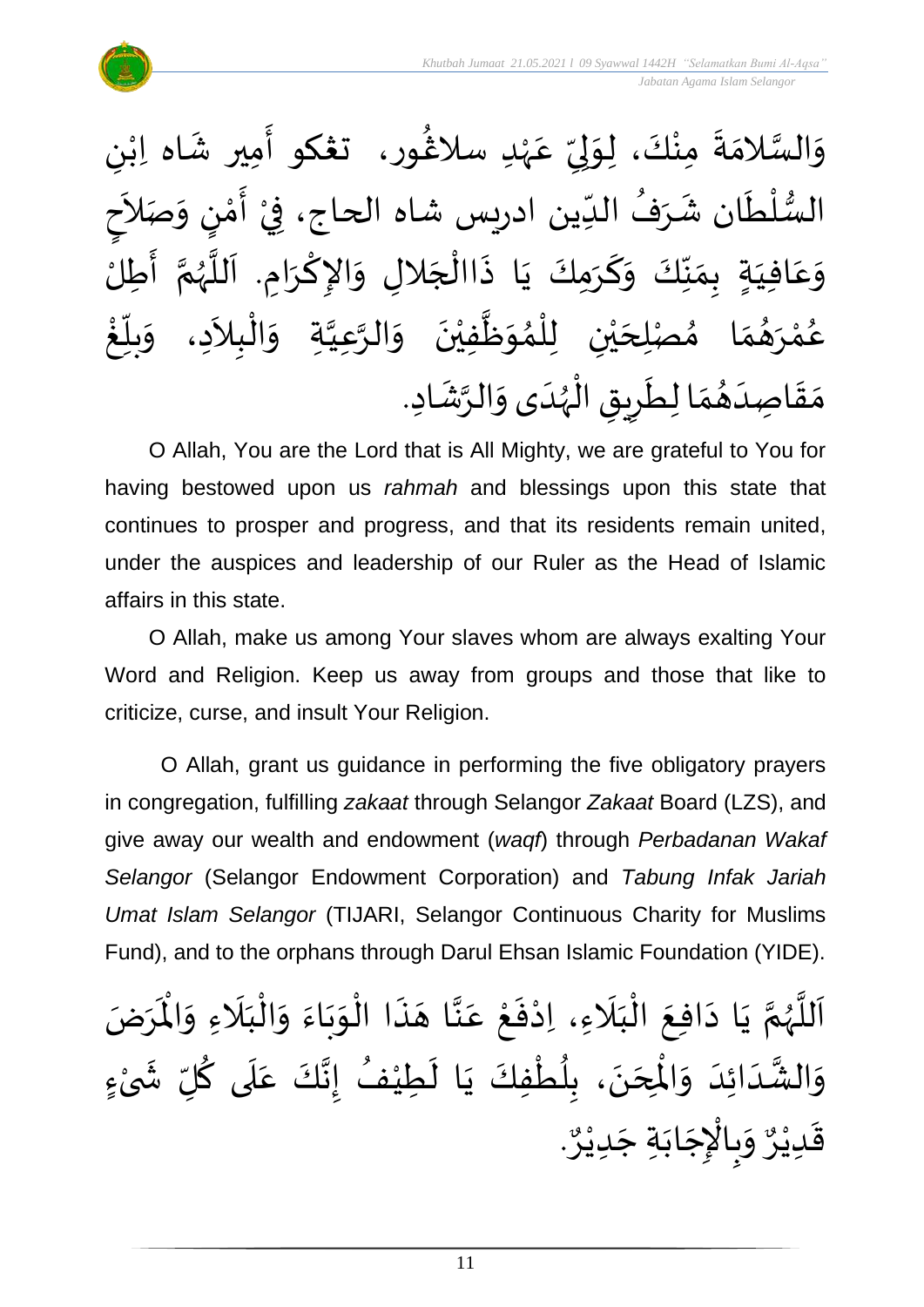وَالسَّلامَةَ مِنْكَ، لِوَلِيِّ عَهْدِ سلاڠور، تڠكو أَمِير شَاه اِبْنِ السُّلْطَان شَرَفُ الدِّين ادريس شاه الحاج، فِيْ أَمْنٍ وَصَلاَحٍ وَعَافِيَةٍ بِمَنِّكَ وَكَرَمِكَ يَا ذَاالْجَلالِ وَالإِكْرَامِ. اَللَّهُمَّ أَطِلْ عُمْرَهُمَا مُصْلِحَيْنِ لِلْمُوَظَّفِيْنَ وَالرَّعِيَّةِ وَالْبِلاَدِ، وَبلِّغْ مَقَاصِدَهُمَا لِطَرِيقِ الْهُدَى وَالرَّشَادِ.

O Allah, You are the Lord that is All Mighty, we are grateful to You for having bestowed upon us *rahmah* and blessings upon this state that continues to prosper and progress, and that its residents remain united, under the auspices and leadership of our Ruler as the Head of Islamic affairs in this state.

O Allah, make us among Your slaves whom are always exalting Your Word and Religion. Keep us away from groups and those that like to criticize, curse, and insult Your Religion.

O Allah, grant us guidance in performing the five obligatory prayers in congregation, fulfilling *zakaat* through Selangor *Zakaat* Board (LZS), and give away our wealth and endowment (*waqf*) through *Perbadanan Wakaf Selangor* (Selangor Endowment Corporation) and *Tabung Infak Jariah Umat Islam Selangor* (TIJARI, Selangor Continuous Charity for Muslims Fund), and to the orphans through Darul Ehsan Islamic Foundation (YIDE).

اَللَّهُمَّ يَا دَافِعَ الْبَلَاءِ، اِدْفَعْ عَنَّا هَذَا الْوَبَاءَ وَالْبَلَاءِ وَالْمَرَضَ وَالشَّدَائِدَ وَالْمِحَنَ، بِلُطْفِكَ يَا لَطِيْفُ إِنَّكَ عَلَى كُلِّ شَيْءٍ قَدِيْرٌ وَبِالْإِجَابَةِ جَدِيْرٌ.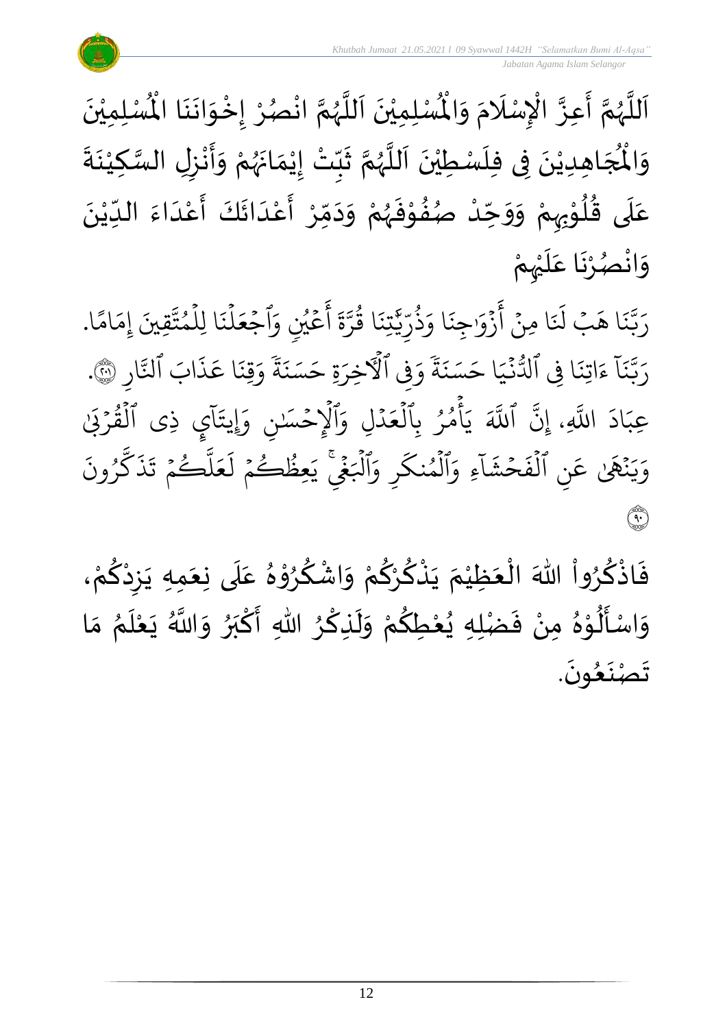اَللَّهُمَّ أَعِزَّ الْإِسْلَامَ وَالْمُسْلِمِيْنَ اَللَّهُمَّ انْصُرْ إِخْوَانَنَا الْمُسْلِمِيْنَ وَالْمُجَاهِدِيْنَ فِي فِلَسْطِيْنَ اَللَّهُمَّ ثَبِّتْ إِيْمَانَهُمْ وَأَنْزِلِ السَّكِيْنَةَ عَلَى قُلُوْبِهِمْ وَوَحِّدْ صُفُوْفَهُمْ وَدَمِّرْ أَعْدَائَكَ أَعْدَاءَ الدِّيْنَ وَانْصُرْنَا عَلَيْهِمْ

رَبَّنَا هَبْ لَنَا مِنْ أَزْوَٰجِنَا وَذُرِّيَّٰتِنَا قُرَّةَ أَعْيُنٖ وَٱجْعَلْنَا لِلْمُتَّقِينَ إِمَامًا. رَبَّنَآ ءَاتِنَا فِي ٱلدُّنْيَا حَسَنَةٗ وَفِي ٱلْأٓخِرَةِ حَسَنَةٗ وَقِنَا عَذَابَ ٱلنَّارِ ۝٢٠١. عِبَادَ اللَّهِ، إِنَّ ٱللَّهَ يَأْمُرُ بِٱلْعَدْلِ وَٱلْإِحْسَٰنِ وَإِيتَآيِٕ ذِي ٱلْقُرْبَىٰ وَيَنْهَىٰ عَنِ ٱلْفَحْشَآءِ وَٱلْمُنكَرِ وَٱلْبَغْيِۚ يَعِظُكُمْ لَعَلَّكُمْ تَذَكَّرُونَ ۝٩٠

فَاذْكُرُواْ اللهَ الْعَظِيْمَ يَذْكُرْكُمْ وَاشْكُرُوْهُ عَلَى نِعَمِهِ يَزِدْكُمْ، وَاسْأَلُوْهُ مِنْ فَضْلِهِ يُعْطِكُمْ وَلَذِكْرُ اللهِ أَكْبَرُ وَاللَّهُ يَعْلَمُ مَا تَصْنَعُونَ.